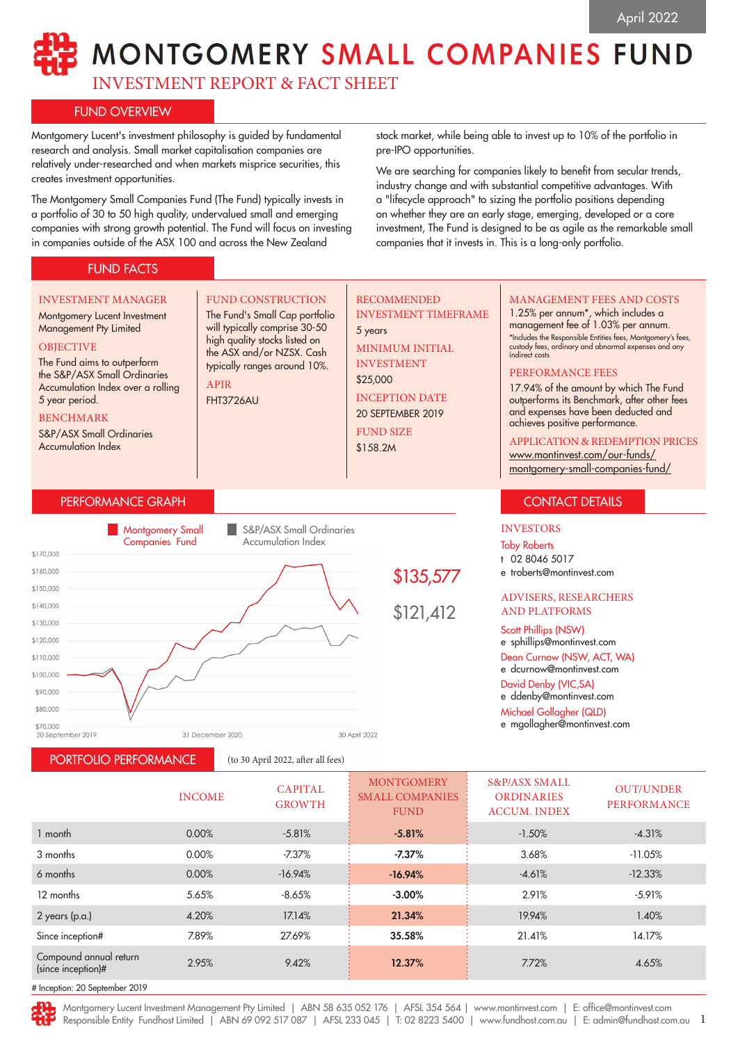April 2022

# MONTGOMERY SMALL COMPANIES FUND

## INVESTMENT REPORT & FACT SHEET

## FUND OVERVIEW

Montgomery Lucent's investment philosophy is guided by fundamental research and analysis. Small market capitalisation companies are relatively under-researched and when markets misprice securities, this creates investment opportunities.

The Montgomery Small Companies Fund (The Fund) typically invests in a portfolio of 30 to 50 high quality, undervalued small and emerging companies with strong growth potential. The Fund will focus on investing in companies outside of the ASX 100 and across the New Zealand stock market, while being able to invest up to 10% of the portfolio in pre-IPO opportunities.

We are searching for companies likely to benefit from secular trends, industry change and with substantial competitive advantages. With a "lifecycle approach" to sizing the portfolio positions depending on whether they are an early stage, emerging, developed or a core investment, The Fund is designed to be as agile as the remarkable small companies that it invests in. This is a long-only portfolio.

## FUND FACTS

**INVESTMENT MANAGER**
Montgomery Lucent Investment Management Pty Limited

**OBJECTIVE**
The Fund aims to outperform the S&P/ASX Small Ordinaries Accumulation Index over a rolling 5 year period.

**BENCHMARK**
S&P/ASX Small Ordinaries Accumulation Index

**FUND CONSTRUCTION**
The Fund's Small Cap portfolio will typically comprise 30-50 high quality stocks listed on the ASX and/or NZSX. Cash typically ranges around 10%.

**APIR**
FHT3726AU

**RECOMMENDED INVESTMENT TIMEFRAME**
5 years

**MINIMUM INITIAL INVESTMENT**
$25,000

**INCEPTION DATE**
20 SEPTEMBER 2019

**FUND SIZE**
$158.2M

**MANAGEMENT FEES AND COSTS**
1.25% per annum*, which includes a management fee of 1.03% per annum.
*Includes the Responsible Entities fees, Montgomery's fees, custody fees, ordinary and abnormal expenses and any indirect costs

**PERFORMANCE FEES**
17.94% of the amount by which The Fund outperforms its Benchmark, after other fees and expenses have been deducted and achieves positive performance.

**APPLICATION & REDEMPTION PRICES**
www.montinvest.com/our-funds/montgomery-small-companies-fund/

## PERFORMANCE GRAPH

Montgomery Small Companies Fund: $135,577

S&P/ASX Small Ordinaries Accumulation Index: $121,412

(20 September 2019 – 31 December 2020 – 30 April 2022; axis $70,000 – $170,000)

## CONTACT DETAILS

**INVESTORS**
Toby Roberts
t 02 8046 5017
e troberts@montinvest.com

**ADVISERS, RESEARCHERS AND PLATFORMS**
Scott Phillips (NSW)
e sphillips@montinvest.com
Dean Curnow (NSW, ACT, WA)
e dcurnow@montinvest.com
David Denby (VIC,SA)
e ddenby@montinvest.com
Michael Gollagher (QLD)
e mgollagher@montinvest.com

## PORTFOLIO PERFORMANCE

(to 30 April 2022, after all fees)

| | INCOME | CAPITAL GROWTH | MONTGOMERY SMALL COMPANIES FUND | S&P/ASX SMALL ORDINARIES ACCUM. INDEX | OUT/UNDER PERFORMANCE |
|---|---|---|---|---|---|
| 1 month | 0.00% | -5.81% | **-5.81%** | -1.50% | -4.31% |
| 3 months | 0.00% | -7.37% | **-7.37%** | 3.68% | -11.05% |
| 6 months | 0.00% | -16.94% | **-16.94%** | -4.61% | -12.33% |
| 12 months | 5.65% | -8.65% | **-3.00%** | 2.91% | -5.91% |
| 2 years (p.a.) | 4.20% | 17.14% | **21.34%** | 19.94% | 1.40% |
| Since inception# | 7.89% | 27.69% | **35.58%** | 21.41% | 14.17% |
| Compound annual return (since inception)# | 2.95% | 9.42% | **12.37%** | 7.72% | 4.65% |

# Inception: 20 September 2019

Montgomery Lucent Investment Management Pty Limited | ABN 58 635 052 176 | AFSL 354 564 | www.montinvest.com | E: office@montinvest.com
Responsible Entity Fundhost Limited | ABN 69 092 517 087 | AFSL 233 045 | T: 02 8223 5400 | www.fundhost.com.au | E: admin@fundhost.com.au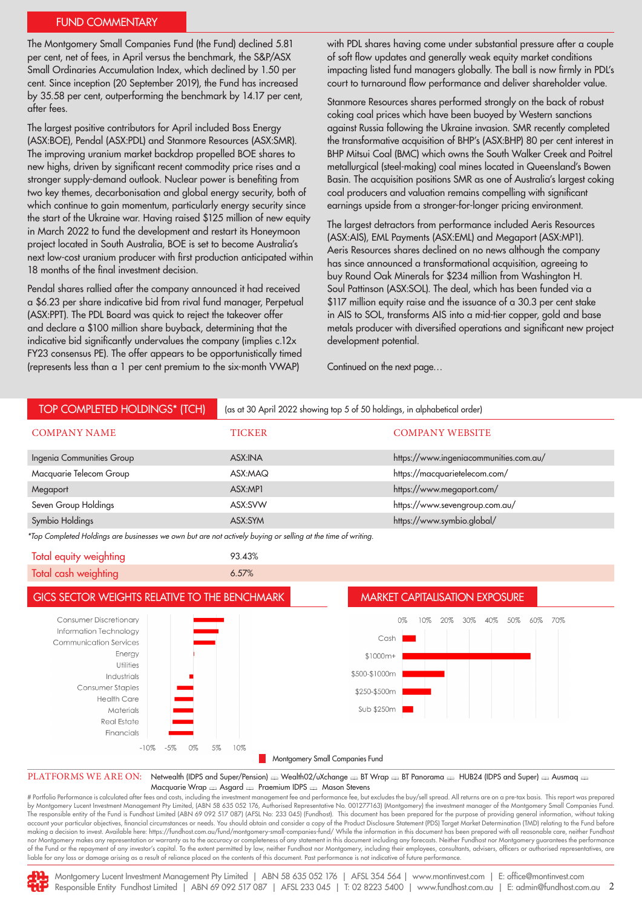## FUND COMMENTARY

The Montgomery Small Companies Fund (the Fund) declined 5.81 per cent, net of fees, in April versus the benchmark, the S&P/ASX Small Ordinaries Accumulation Index, which declined by 1.50 per cent. Since inception (20 September 2019), the Fund has increased by 35.58 per cent, outperforming the benchmark by 14.17 per cent, after fees.

The largest positive contributors for April included Boss Energy (ASX:BOE), Pendal (ASX:PDL) and Stanmore Resources (ASX:SMR). The improving uranium market backdrop propelled BOE shares to new highs, driven by significant recent commodity price rises and a stronger supply-demand outlook. Nuclear power is benefiting from two key themes, decarbonisation and global energy security, both of which continue to gain momentum, particularly energy security since the start of the Ukraine war. Having raised $125 million of new equity in March 2022 to fund the development and restart its Honeymoon project located in South Australia, BOE is set to become Australia's next low-cost uranium producer with first production anticipated within 18 months of the final investment decision.

Pendal shares rallied after the company announced it had received a $6.23 per share indicative bid from rival fund manager, Perpetual (ASX:PPT). The PDL Board was quick to reject the takeover offer and declare a $100 million share buyback, determining that the indicative bid significantly undervalues the company (implies c.12x FY23 consensus PE). The offer appears to be opportunistically timed (represents less than a 1 per cent premium to the six-month VWAP) with PDL shares having come under substantial pressure after a couple of soft flow updates and generally weak equity market conditions impacting listed fund managers globally. The ball is now firmly in PDL's court to turnaround flow performance and deliver shareholder value.

Stanmore Resources shares performed strongly on the back of robust coking coal prices which have been buoyed by Western sanctions against Russia following the Ukraine invasion. SMR recently completed the transformative acquisition of BHP's (ASX:BHP) 80 per cent interest in BHP Mitsui Coal (BMC) which owns the South Walker Creek and Poitrel metallurgical (steel-making) coal mines located in Queensland's Bowen Basin. The acquisition positions SMR as one of Australia's largest coking coal producers and valuation remains compelling with significant earnings upside from a stronger-for-longer pricing environment.

The largest detractors from performance included Aeris Resources (ASX:AIS), EML Payments (ASX:EML) and Megaport (ASX:MP1). Aeris Resources shares declined on no news although the company has since announced a transformational acquisition, agreeing to buy Round Oak Minerals for $234 million from Washington H. Soul Pattinson (ASX:SOL). The deal, which has been funded via a $117 million equity raise and the issuance of a 30.3 per cent stake in AIS to SOL, transforms AIS into a mid-tier copper, gold and base metals producer with diversified operations and significant new project development potential.

Continued on the next page…

## TOP COMPLETED HOLDINGS* (TCH)

(as at 30 April 2022 showing top 5 of 50 holdings, in alphabetical order)

| COMPANY NAME | TICKER | COMPANY WEBSITE |
|---|---|---|
| Ingenia Communities Group | ASX:INA | https://www.ingeniacommunities.com.au/ |
| Macquarie Telecom Group | ASX:MAQ | https://macquarietelecom.com/ |
| Megaport | ASX:MP1 | https://www.megaport.com/ |
| Seven Group Holdings | ASX:SVW | https://www.sevengroup.com.au/ |
| Symbio Holdings | ASX:SYM | https://www.symbio.global/ |

*Top Completed Holdings are businesses we own but are not actively buying or selling at the time of writing.

| | |
|---|---|
| Total equity weighting | 93.43% |
| Total cash weighting | 6.57% |

## GICS SECTOR WEIGHTS RELATIVE TO THE BENCHMARK

Consumer Discretionary, Information Technology, Communication Services, Energy, Utilities, Industrials, Consumer Staples, Health Care, Materials, Real Estate, Financials

-10% -5% 0% 5% 10%

Montgomery Small Companies Fund

## MARKET CAPITALISATION EXPOSURE

0% 10% 20% 30% 40% 50% 60% 70%

Cash, $1000m+, $500-$1000m, $250-$500m, Sub $250m

**PLATFORMS WE ARE ON:** Netwealth (IDPS and Super/Pension) Wealth02/uXchange BT Wrap BT Panorama HUB24 (IDPS and Super) Ausmaq Macquarie Wrap Asgard Praemium IDPS Mason Stevens

# Portfolio Performance is calculated after fees and costs, including the investment management fee and performance fee, but excludes the buy/sell spread. All returns are on a pre-tax basis. This report was prepared by Montgomery Lucent Investment Management Pty Limited, (ABN 58 635 052 176, Authorised Representative No. 001277163) (Montgomery) the investment manager of the Montgomery Small Companies Fund. The responsible entity of the Fund is Fundhost Limited (ABN 69 092 517 087) (AFSL No: 233 045) (Fundhost). This document has been prepared for the purpose of providing general information, without taking account your particular objectives, financial circumstances or needs. You should obtain and consider a copy of the Product Disclosure Statement (PDS) Target Market Determination (TMD) relating to the Fund before making a decision to invest. Available here: https://fundhost.com.au/fund/montgomery-small-companies-fund/ While the information in this document has been prepared with all reasonable care, neither Fundhost nor Montgomery makes any representation or warranty as to the accuracy or completeness of any statement in this document including any forecasts. Neither Fundhost nor Montgomery guarantees the performance of the Fund or the repayment of any investor's capital. To the extent permitted by law, neither Fundhost nor Montgomery, including their employees, consultants, advisers, officers or authorised representatives, are liable for any loss or damage arising as a result of reliance placed on the contents of this document. Past performance is not indicative of future performance.

Montgomery Lucent Investment Management Pty Limited | ABN 58 635 052 176 | AFSL 354 564 | www.montinvest.com | E: office@montinvest.com
Responsible Entity Fundhost Limited | ABN 69 092 517 087 | AFSL 233 045 | T: 02 8223 5400 | www.fundhost.com.au | E: admin@fundhost.com.au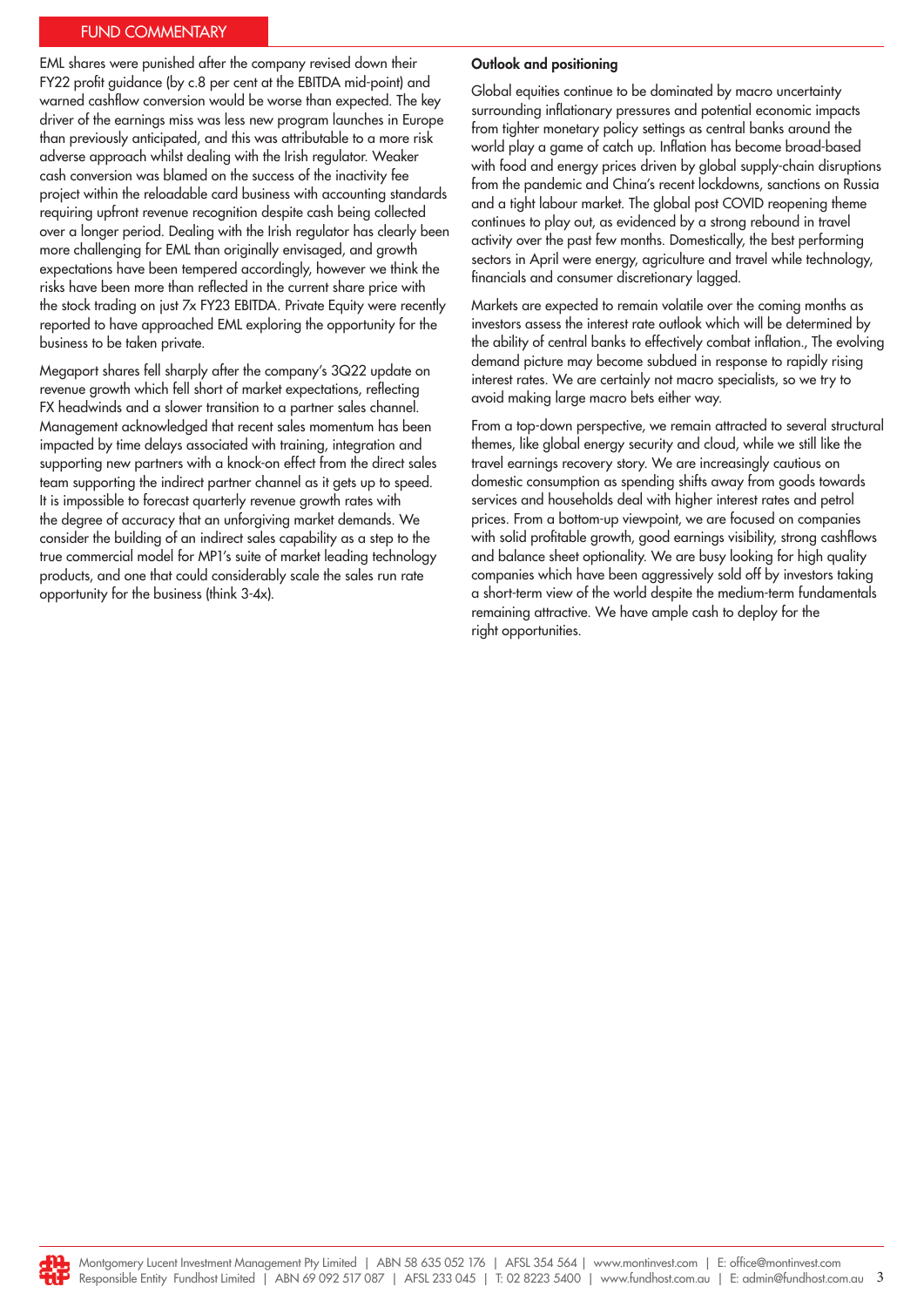## FUND COMMENTARY

EML shares were punished after the company revised down their FY22 profit guidance (by c.8 per cent at the EBITDA mid-point) and warned cashflow conversion would be worse than expected. The key driver of the earnings miss was less new program launches in Europe than previously anticipated, and this was attributable to a more risk adverse approach whilst dealing with the Irish regulator. Weaker cash conversion was blamed on the success of the inactivity fee project within the reloadable card business with accounting standards requiring upfront revenue recognition despite cash being collected over a longer period. Dealing with the Irish regulator has clearly been more challenging for EML than originally envisaged, and growth expectations have been tempered accordingly, however we think the risks have been more than reflected in the current share price with the stock trading on just 7x FY23 EBITDA. Private Equity were recently reported to have approached EML exploring the opportunity for the business to be taken private.

Megaport shares fell sharply after the company's 3Q22 update on revenue growth which fell short of market expectations, reflecting FX headwinds and a slower transition to a partner sales channel. Management acknowledged that recent sales momentum has been impacted by time delays associated with training, integration and supporting new partners with a knock-on effect from the direct sales team supporting the indirect partner channel as it gets up to speed. It is impossible to forecast quarterly revenue growth rates with the degree of accuracy that an unforgiving market demands. We consider the building of an indirect sales capability as a step to the true commercial model for MP1's suite of market leading technology products, and one that could considerably scale the sales run rate opportunity for the business (think 3-4x).

**Outlook and positioning**

Global equities continue to be dominated by macro uncertainty surrounding inflationary pressures and potential economic impacts from tighter monetary policy settings as central banks around the world play a game of catch up. Inflation has become broad-based with food and energy prices driven by global supply-chain disruptions from the pandemic and China's recent lockdowns, sanctions on Russia and a tight labour market. The global post COVID reopening theme continues to play out, as evidenced by a strong rebound in travel activity over the past few months. Domestically, the best performing sectors in April were energy, agriculture and travel while technology, financials and consumer discretionary lagged.

Markets are expected to remain volatile over the coming months as investors assess the interest rate outlook which will be determined by the ability of central banks to effectively combat inflation., The evolving demand picture may become subdued in response to rapidly rising interest rates. We are certainly not macro specialists, so we try to avoid making large macro bets either way.

From a top-down perspective, we remain attracted to several structural themes, like global energy security and cloud, while we still like the travel earnings recovery story. We are increasingly cautious on domestic consumption as spending shifts away from goods towards services and households deal with higher interest rates and petrol prices. From a bottom-up viewpoint, we are focused on companies with solid profitable growth, good earnings visibility, strong cashflows and balance sheet optionality. We are busy looking for high quality companies which have been aggressively sold off by investors taking a short-term view of the world despite the medium-term fundamentals remaining attractive. We have ample cash to deploy for the right opportunities.